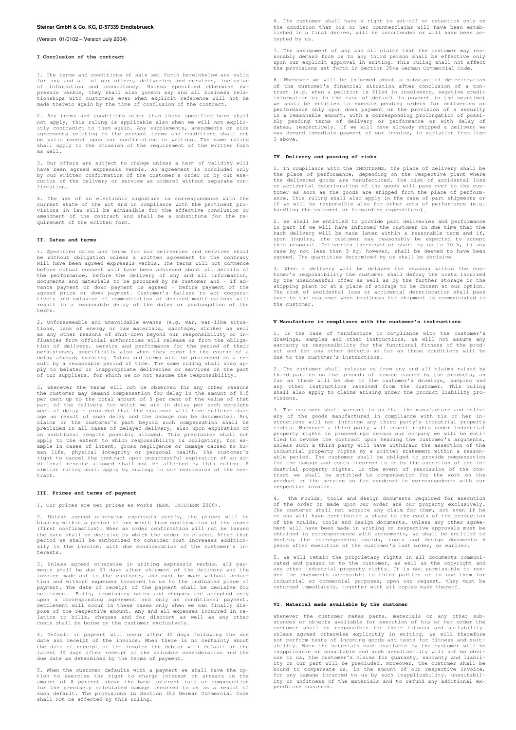**Steiner GmbH & Co. KG, D-57339 Erndtebrueck**

(Version 01/0102 – Version July 2004)

## I Conclusion of the contract

1. The terms and conditions of sale set forth hereinbelow are valid for any and all of our offers, deliveries and services, inclusive of information and consultancy. Unless specified otherwise *expressis verbis*, they shall also govern any and all business relationships with customers even when explicit reference will not be made thereto again by the time of conclusion of the contract.

2. Any terms and conditions other than those specified here shall not apply; this ruling is applicable also when we will not explicitly contradict to them again. Any supplements, amendments or side agreements relating to the present terms and conditions shall not be valid except upon our confirmation in writing. The same ruling shall apply to the omission of the requirement of the written form as well.

3. Our offers are subject to change unless a term of validity will have been agreed expressis verbis. An agreement is concluded only by our written confirmation of the customer's order or by our execution of the delivery or service as ordered without separate confirmation.

4. The use of an electronic signature in correspondence with the current state of the art and in compliance with the pertinent provisions in law will be admissible for the effective conclusion or amendment of the contract and shall be a substitute for the requirement of the written form.

## II. Dates and terms

1. Specified dates and terms for our deliveries and services shall be without obligation unless a written agreement to the contrary will have been agreed expressis verbis. The terms will not commence before mutual consent will have been achieved about all details of the performance, before the delivery of any and all information, documents and materials to be procured by he customer and – if advance payment or down payment is agreed – before payment of the agreed price or down payment. Customer's failure to act cooperatively and omission of communication of desired modifications will result in a reasonable delay of the dates or prolongation of the terms.

2. Unforeseeable and unavoidable events (e.g. war, war-like situations, lack of energy or raw materials, sabotage, strike) as well as any other reasons of shut-down beyond our responsibility or influences from official authorities will release us from the obligation of delivery, service and performance for the period of their persistence, specifically also when they occur in the course of a delay already existing. Dates and terms will be prolonged as a result by a reasonable period of time. The same ruling shall also apply to belated or inappropriate deliveries or services on the part of our suppliers, for which we do not assume the responsibility.

3. Whenever the terms will not be observed for any other reasons the customer may demand compensation for delay in the amount of 0.5 per cent up to the total amount of 5 per cent of the value of that part of the delivery for which we are in delay per each complete week of delay – provided that the customer will have suffered damage as result of such delay and the damage can be documented. Any claims on the customer's part beyond such compensation shall be precluded in all cases of delayed delivery, also upon expiration of an additional respite possibly allowed. This preclusion shall not apply to the extent to which responsibility is obligatory, for example in cases of intent, gross negligence or damage caused to human life, physical integrity or personal health. The customer's right to cancel the contract upon unsuccessful expiration of an additional respite allowed shall not be affected by this ruling. A similar ruling shall apply by analogy to our rescission of the contract.

## III. Prices and terms of payment

1. Our prices are net prices ex works (EXW, INCOTERM 2000).

2. Unless agreed otherwise *expressis verbis*, the prices will be binding within a period of one month from confirmation of the order (first confirmation). When an order confirmation will not be issued the date shall be decisive by which the order is placed. After that period we shall be authorized to consider cost increases additionally in the invoice, with due consideration of the customer's interests.

3. Unless agreed otherwise in writing *expressis verbis*, all payments shall be due 30 days after shipment of the delivery and the invoice made out to the customer, and must be made without deduction and without expenses incurred to us to the indicated place of payment. The date of receipt of the payment shall be decisive for settlement. Bills, promissory notes and cheques are accepted only upon a corresponding agreement and only as conditional payment. Settlement will occur in these cases only when we can finally dispose of the respective amount. Any and all expenses incurred in relation to bills, cheques and for discount as well as any other costs shall be borne by the customer exclusively.

4. Default in payment will occur after 30 days following the due date and receipt of the invoice. When there is no certainty about the date of receipt of the invoice the debtor will default at the latest 30 days after receipt of the valuable consideration and the due date as determined by the terms of payment.

5. When the customer defaults with a payment we shall have the option to exercise the right to charge interest on arrears in the amount of 8 percent above the base interest rate or compensation for the precisely calculated damage incurred to us as a result of such default. The provisions in Section 353 German Commercial Code shall not be affected by this ruling.

6. The customer shall have a right to set-off or retention only on the condition that his or her counterclaims will have been established in a final decree, will be uncontended or will have been accepted by us.

7. The assignment of any and all claims that the customer may reasonably demand from us to any third person shall be effective only upon our explicit approval in writing. This ruling shall not affect the provisions set forth in Section 354a German Commercial Code.

8. Whenever we will be informed about a substantial deterioration of the customer's financial situation after conclusion of a contract (e.g. when a petition is filed in insolvency, negative credit information or in the case of default in payment in the meantime) we shall be entitled to execute pending orders for deliveries or performance only upon down payment or the provision of a security in a reasonable amount, with a corresponding prolongation of possibly pending terms of delivery or performance or with delay of dates, respectively. If we will have already shipped a delivery we may demand immediate payment of our invoice, in variation from item 3 above.

## IV. Delivery and passing of risks

1. In compliance with the INCOTERMS, the place of delivery shall be the place of performance, depending on the respective plant where the delivered goods are manufactured. The risk of accidental loss or accidental deterioration of the goods will pass over to the customer as soon as the goods are shipped from the place of performance. This ruling shall also apply in the case of part shipments or if we will be responsible also for other acts of performance (e.g. handling the shipment or forwarding expenditure).

2. We shall be entitled to provide part deliveries and performance in part if we will have informed the customer in due time that the back delivery will be made later within a reasonable term and if, upon inquiry, the customer may reasonably be expected to accept this proposal. Deliveries increased or short by up to 10 %, in any case by not less than 5 kg, however, shall be deemed to have been agreed. The quantities determined by us shall be decisive.

3. When a delivery will be delayed for reasons within the customer's responsibility the customer shall defray the costs incurred by the unsuccessful offer as well as by the further storage in the shipping plant or at a place of storage to be chosen at our option. The risk of accidental loss or accidental deterioration shall pass over to the customer when readiness for shipment is communicated to the customer.

## V Manufacture in compliance with the customer's instructions

1. In the case of manufacture in compliance with the customer's drawings, samples and other instructions, we will not assume any warranty or responsibility for the functional fitness of the product and for any other defects as far as these conditions will be due to the customer's instructions.

2. The customer shall release us from any and all claims raised by third parties on the grounds of damage caused by the products, as far as these will be due to the customer's drawings, samples and any other instructions received from the customer. This ruling shall also apply to claims arising under the product liability provisions.

3. The customer shall warrant to us that the manufacture and delivery of the goods manufactured in compliance with his or her instructions will not infringe any third party's industrial property rights. Whenever a third party will assert rights under industrial property rights in proceedings versus our company we will be entitled to revoke the contract upon hearing the customer's arguments, unless such a third party will have withdrawn the assertion of the industrial property rights by a written statement within a reasonable period. The customer shall be obliged to provide compensation for the damage and costs incurred to us by the assertion of the industrial property rights. In the event of rescission of the contract we shall be entitled to compensation for the work on the product or the service so far rendered in correspondence with our respective invoice.

4. The moulds, tools and design documents required for execution of the order or made upon our order are our property exclusively. The customer shall not acquire any claim for them, not even if he or she will have contributed a share to the costs of the production of the moulds, tools and design documents. Unless any other agreement will have been made in writing or respective approvals must be obtained in correspondence with agreements, we shall be entitled to destroy the corresponding moulds, tools and design documents 5 years after execution of the customer's last order, or earlier.

5. We will retain the proprietary rights in all documents communicated and passed on to the customer, as well as the copyright and any other industrial property rights. It is not permissible to render the documents accessible to third parties or to use them for industrial or commercial purposes; upon our request, they must be returned immediately, together with all copies made thereof.

## VI. Material made available by the customer

Whenever the customer makes parts, materials or any other substances or objects available for execution of his or her order the customer shall be responsible for their fitness and suitability. Unless agreed otherwise explicitly in writing, we will therefore not perform tests of incoming goods and tests for fitness and suitability. When the materials made available by the customer will be inapplicable or unsuitable and such unsuitability will not be obvious to us, the customer's claims for guaranty, warranty and liability on our part will be precluded. Moreover, the customer shall be bound to compensate us, in the amount of our respective invoice, for any damage incurred to us by such inapplicability, unsuitability or unfitness of the materials and to refund any additional expenditure incurred.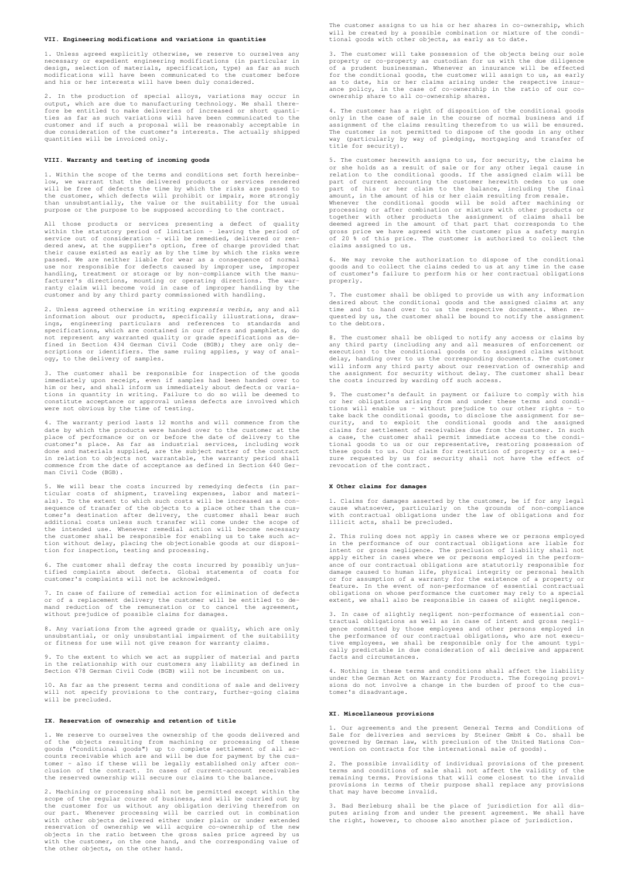## VII. Engineering modifications and variations in quantities

1. Unless agreed explicitly otherwise, we reserve to ourselves any necessary or expedient engineering modifications (in particular in design, selection of materials, specification, type) as far as such modifications will have been communicated to the customer before and his or her interests will have been duly considered.

2. In the production of special alloys, variations may occur in output, which are due to manufacturing technology. We shall therefore be entitled to make deliveries of increased or short quantities as far as such variations will have been communicated to the customer and if such a proposal will be reasonably acceptable in due consideration of the customer's interests. The actually shipped quantities will be invoiced only.

## VIII. Warranty and testing of incoming goods

1. Within the scope of the terms and conditions set forth hereinbelow, we warrant that the delivered products or services rendered will be free of defects the time by which the risks are passed to the customer, which defects will prohibit or impair, more strongly than unsubstantially, the value or the suitability for the usual purpose or the purpose to be supposed according to the contract.

All those products or services presenting a defect of quality within the statutory period of limitation - leaving the period of service out of consideration - will be remedied, delivered or rendered anew, at the supplier's option, free of charge provided that their cause existed as early as by the time by which the risks were passed. We are neither liable for wear as a consequence of normal use nor responsible for defects caused by improper use, improper handling, treatment or storage or by non-compliance with the manufacturer's directions, mounting or operating directions. The warranty claim will become void in case of improper handling by the customer and by any third party commissioned with handling.

2. Unless agreed otherwise in writing *expressis verbis*, any and all information about our products, specifically illustrations, drawings, engineering particulars and references to standards and specifications, which are contained in our offers and pamphlets, do not represent any warranted quality or grade specifications as defined in Section 434 German Civil Code (BGB); they are only descriptions or identifiers. The same ruling applies, y way of analogy, to the delivery of samples.

3. The customer shall be responsible for inspection of the goods immediately upon receipt, even if samples had been handed over to him or her, and shall inform us immediately about defects or variations in quantity in writing. Failure to do so will be deemed to constitute acceptance or approval unless defects are involved which were not obvious by the time of testing.

4. The warranty period lasts 12 months and will commence from the date by which the products were handed over to the customer at the place of performance or on or before the date of delivery to the customer's place. As far as industrial services, including work done and materials supplied, are the subject matter of the contract in relation to objects not warrantable, the warranty period shall commence from the date of acceptance as defined in Section 640 German Civil Code (BGB).

5. We will bear the costs incurred by remedying defects (in particular costs of shipment, traveling expenses, labor and materials). To the extent to which such costs will be increased as a consequence of transfer of the objects to a place other than the customer's destination after delivery, the customer shall bear such additional costs unless such transfer will come under the scope of the intended use. Whenever remedial action will become necessary the customer shall be responsible for enabling us to take such action without delay, placing the objectionable goods at our disposition for inspection, testing and processing.

6. The customer shall defray the costs incurred by possibly unjustified complaints about defects. Global statements of costs for customer's complaints will not be acknowledged.

7. In case of failure of remedial action for elimination of defects or of a replacement delivery the customer will be entitled to demand reduction of the remuneration or to cancel the agreement, without prejudice of possible claims for damages.

8. Any variations from the agreed grade or quality, which are only unsubstantial, or only unsubstantial impairment of the suitability or fitness for use will not give reason for warranty claims.

9. To the extent to which we act as supplier of material and parts in the relationship with our customers any liability as defined in Section 478 German Civil Code (BGB) will not be incumbent on us.

10. As far as the present terms and conditions of sale and delivery will not specify provisions to the contrary, further-going claims will be precluded.

## IX. Reservation of ownership and retention of title

1. We reserve to ourselves the ownership of the goods delivered and of the objects resulting from machining or processing of these goods ("conditional goods") up to complete settlement of all accounts receivable which are and will be due for payment by the customer - also if these will be legally established only after conclusion of the contract. In cases of current-account receivables the reserved ownership will secure our claims to the balance.

2. Machining or processing shall not be permitted except within the scope of the regular course of business, and will be carried out by the customer for us without any obligation deriving therefrom on our part. Whenever processing will be carried out in combination with other objects delivered either under plain or under extended reservation of ownership we will acquire co-ownership of the new objects in the ratio between the gross sales price agreed by us with the customer, on the one hand, and the corresponding value of the other objects, on the other hand.

The customer assigns to us his or her shares in co-ownership, which will be created by a possible combination or mixture of the conditional goods with other objects, as early as to date.

3. The customer will take possession of the objects being our sole property or co-property as custodian for us with the due diligence of a prudent businessman. Whenever an insurance will be effected for the conditional goods, the customer will assign to us, as early as to date, his or her claims arising under the respective insurance policy, in the case of co-ownership in the ratio of our co-ownership share to all co-ownership shares.

4. The customer has a right of disposition of the conditional goods only in the case of sale in the course of normal business and if assignment of the claims resulting therefrom to us will be ensured. The customer is not permitted to dispose of the goods in any other way (particularly by way of pledging, mortgaging and transfer of title for security).

5. The customer herewith assigns to us, for security, the claims he or she holds as a result of sale or for any other legal cause in relation to the conditional goods. If the assigned claim will be part of current accounting the customer herewith cedes to us one part of his or her claim to the balance, including the final amount, in the amount of his or her claim resulting from resale. Whenever the conditional goods will be sold after machining or processing or after combination or mixture with other products or together with other products the assignment of claims shall be deemed agreed in the amount of that part that corresponds to the gross price we have agreed with the customer plus a safety margin of 20 % of this price. The customer is authorized to collect the claims assigned to us.

6. We may revoke the authorization to dispose of the conditional goods and to collect the claims ceded to us at any time in the case of customer's failure to perform his or her contractual obligations properly.

7. The customer shall be obliged to provide us with any information desired about the conditional goods and the assigned claims at any time and to hand over to us the respective documents. When requested by us, the customer shall be bound to notify the assignment to the debtors.

8. The customer shall be obliged to notify any access or claims by any third party (including any and all measures of enforcement or execution) to the conditional goods or to assigned claims without delay, handing over to us the corresponding documents. The customer will inform any third party about our reservation of ownership and the assignment for security without delay. The customer shall bear the costs incurred by warding off such access.

9. The customer's default in payment or failure to comply with his or her obligations arising from and under these terms and conditions will enable us - without prejudice to our other rights - to take back the conditional goods, to disclose the assignment for security, and to exploit the conditional goods and the assigned claims for settlement of receivables due from the customer. In such a case, the customer shall permit immediate access to the conditional goods to us or our representative, restoring possession of these goods to us. Our claim for restitution of property or a seizure requested by us for security shall not have the effect of revocation of the contract.

## X Other claims for damages

1. Claims for damages asserted by the customer, be if for any legal cause whatsoever, particularly on the grounds of non-compliance with contractual obligations under the law of obligations and for illicit acts, shall be precluded.

2. This ruling does not apply in cases where we or persons employed in the performance of our contractual obligations are liable for intent or gross negligence. The preclusion of liability shall not apply either in cases where we or persons employed in the performance of our contractual obligations are statutorily responsible for damage caused to human life, physical integrity or personal health or for assumption of a warranty for the existence of a property or feature. In the event of non-performance of essential contractual obligations on whose performance the customer may rely to a special extent, we shall also be responsible in cases of slight negligence.

3. In case of slightly negligent non-performance of essential contractual obligations as well as in case of intent and gross negligence committed by those employees and other persons employed in the performance of our contractual obligations, who are not executive employees, we shall be responsible only for the amount typically predictable in due consideration of all decisive and apparent facts and circumstances.

4. Nothing in these terms and conditions shall affect the liability under the German Act on Warranty for Products. The foregoing provisions do not involve a change in the burden of proof to the customer's disadvantage.

## XI. Miscellaneous provisions

1. Our agreements and the present General Terms and Conditions of Sale for deliveries and services by Steiner GmbH & Co. shall be governed by German law, with preclusion of the United Nations Convention on contracts for the international sale of goods).

2. The possible invalidity of individual provisions of the present terms and conditions of sale shall not affect the validity of the remaining terms. Provisions that will come closest to the invalid provisions in terms of their purpose shall replace any provisions that may have become invalid.

3. Bad Berleburg shall be the place of jurisdiction for all disputes arising from and under the present agreement. We shall have the right, however, to choose also another place of jurisdiction.